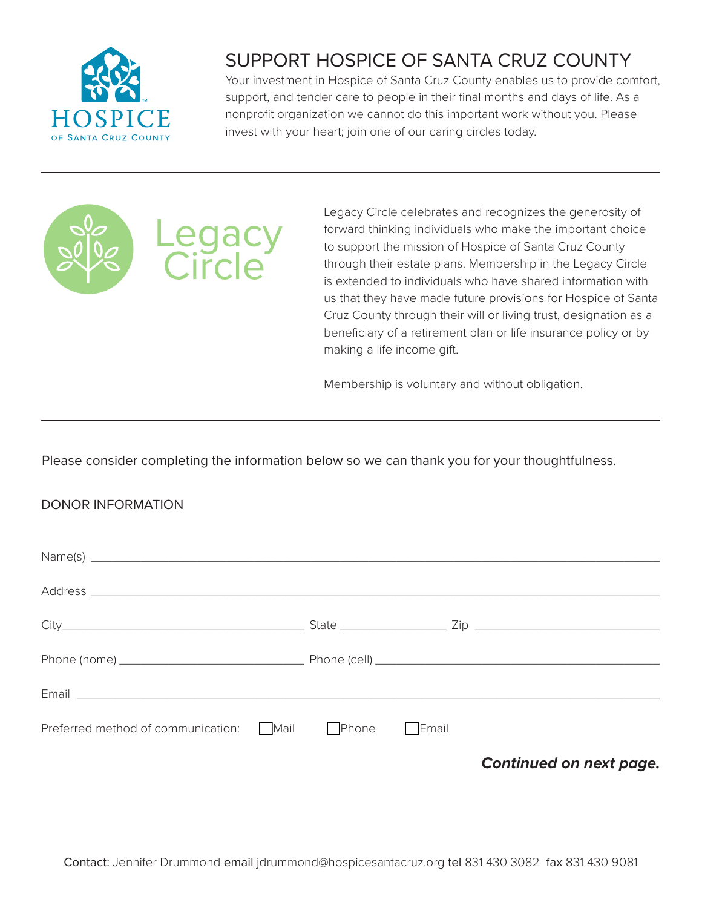HOSPICE OF SANTA CRUZ COUNTY

# SUPPORT HOSPICE OF SANTA CRUZ COUNTY

Your investment in Hospice of Santa Cruz County enables us to provide comfort, support, and tender care to people in their final months and days of life. As a nonprofit organization we cannot do this important work without you. Please invest with your heart; join one of our caring circles today.

---

## Legacy Circle

Legacy Circle celebrates and recognizes the generosity of forward thinking individuals who make the important choice to support the mission of Hospice of Santa Cruz County through their estate plans. Membership in the Legacy Circle is extended to individuals who have shared information with us that they have made future provisions for Hospice of Santa Cruz County through their will or living trust, designation as a beneficiary of a retirement plan or life insurance policy or by making a life income gift.

Membership is voluntary and without obligation.

---

Please consider completing the information below so we can thank you for your thoughtfulness.

### DONOR INFORMATION

Name(s) ______________________________________________

Address ______________________________________________

City______________________ State ______________ Zip ______________

Phone (home) ______________________ Phone (cell) ______________________

Email ______________________________________________

Preferred method of communication: ☐ Mail ☐ Phone ☐ Email

***Continued on next page.***

Contact: Jennifer Drummond email jdrummond@hospicesantacruz.org tel 831 430 3082 fax 831 430 9081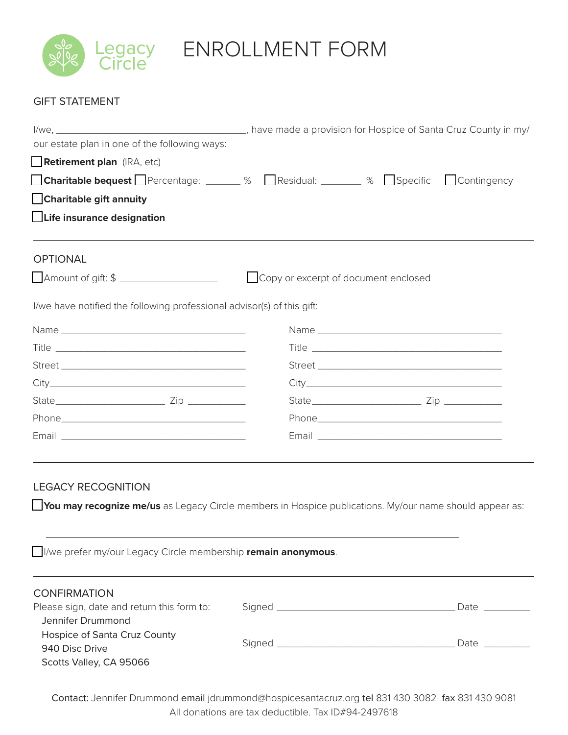Legacy Circle

# ENROLLMENT FORM

## GIFT STATEMENT

I/we, ______________________________, have made a provision for Hospice of Santa Cruz County in my/our estate plan in one of the following ways:

☐ **Retirement plan** (IRA, etc)

☐ **Charitable bequest** ☐ Percentage: _______ % ☐ Residual: ________ % ☐ Specific ☐ Contingency

☐ **Charitable gift annuity**

☐ **Life insurance designation**

---

## OPTIONAL

☐ Amount of gift: $ ___________________ ☐ Copy or excerpt of document enclosed

I/we have notified the following professional advisor(s) of this gift:

Name ______________________________

Title ______________________________

Street ______________________________

City ______________________________

State ____________________ Zip __________

Phone ______________________________

Email ______________________________

Name ______________________________

Title ______________________________

Street ______________________________

City ______________________________

State ____________________ Zip __________

Phone ______________________________

Email ______________________________

---

## LEGACY RECOGNITION

☐ **You may recognize me/us** as Legacy Circle members in Hospice publications. My/our name should appear as:

______________________________________________________________

☐ I/we prefer my/our Legacy Circle membership **remain anonymous**.

---

## CONFIRMATION

Please sign, date and return this form to:

Jennifer Drummond
Hospice of Santa Cruz County
940 Disc Drive
Scotts Valley, CA 95066

Signed ______________________________ Date _________

Signed ______________________________ Date _________

Contact: Jennifer Drummond **email** jdrummond@hospicesantacruz.org **tel** 831 430 3082 **fax** 831 430 9081
All donations are tax deductible. Tax ID#94-2497618